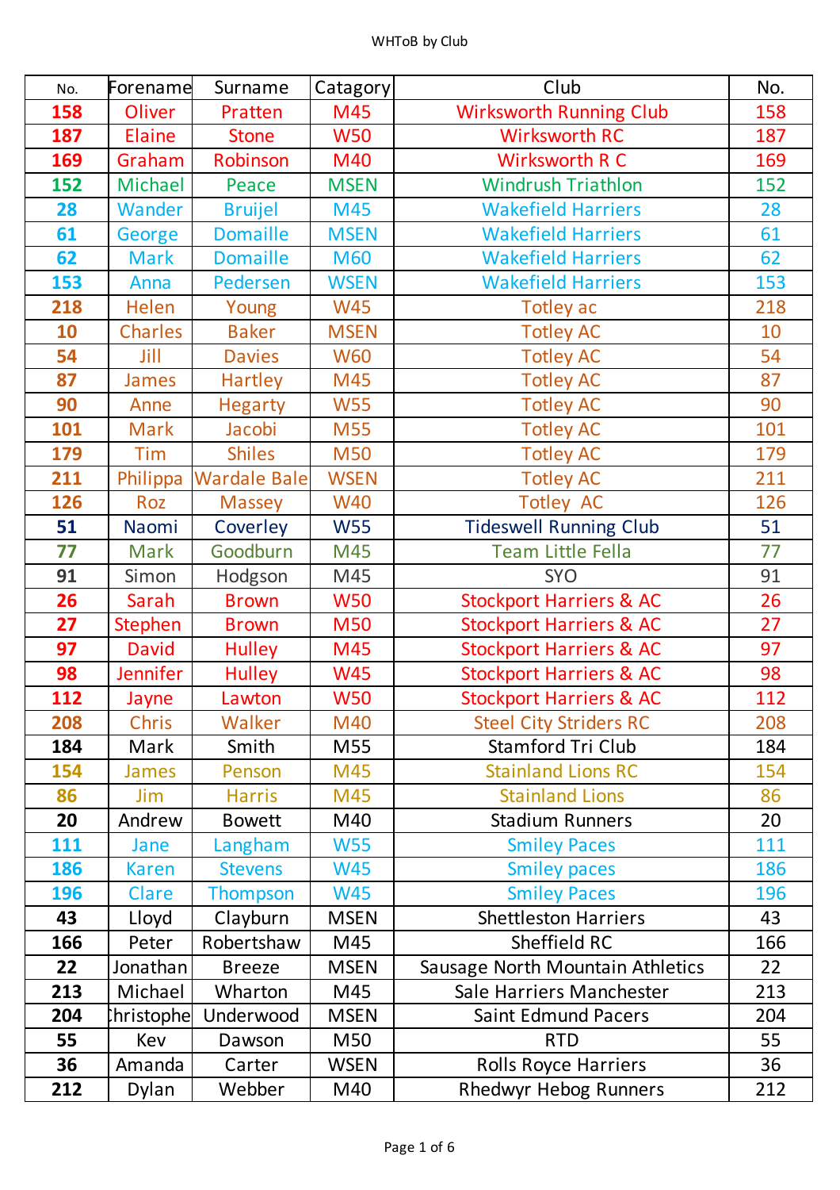WHToB by Club

| No. | Forename | Surname | Catagory | Club | No. |
|---|---|---|---|---|---|
| 158 | Oliver | Pratten | M45 | Wirksworth Running Club | 158 |
| 187 | Elaine | Stone | W50 | Wirksworth RC | 187 |
| 169 | Graham | Robinson | M40 | Wirksworth R C | 169 |
| 152 | Michael | Peace | MSEN | Windrush Triathlon | 152 |
| 28 | Wander | Bruijel | M45 | Wakefield Harriers | 28 |
| 61 | George | Domaille | MSEN | Wakefield Harriers | 61 |
| 62 | Mark | Domaille | M60 | Wakefield Harriers | 62 |
| 153 | Anna | Pedersen | WSEN | Wakefield Harriers | 153 |
| 218 | Helen | Young | W45 | Totley ac | 218 |
| 10 | Charles | Baker | MSEN | Totley AC | 10 |
| 54 | Jill | Davies | W60 | Totley AC | 54 |
| 87 | James | Hartley | M45 | Totley AC | 87 |
| 90 | Anne | Hegarty | W55 | Totley AC | 90 |
| 101 | Mark | Jacobi | M55 | Totley AC | 101 |
| 179 | Tim | Shiles | M50 | Totley AC | 179 |
| 211 | Philippa | Wardale Bale | WSEN | Totley AC | 211 |
| 126 | Roz | Massey | W40 | Totley AC | 126 |
| 51 | Naomi | Coverley | W55 | Tideswell Running Club | 51 |
| 77 | Mark | Goodburn | M45 | Team Little Fella | 77 |
| 91 | Simon | Hodgson | M45 | SYO | 91 |
| 26 | Sarah | Brown | W50 | Stockport Harriers & AC | 26 |
| 27 | Stephen | Brown | M50 | Stockport Harriers & AC | 27 |
| 97 | David | Hulley | M45 | Stockport Harriers & AC | 97 |
| 98 | Jennifer | Hulley | W45 | Stockport Harriers & AC | 98 |
| 112 | Jayne | Lawton | W50 | Stockport Harriers & AC | 112 |
| 208 | Chris | Walker | M40 | Steel City Striders RC | 208 |
| 184 | Mark | Smith | M55 | Stamford Tri Club | 184 |
| 154 | James | Penson | M45 | Stainland Lions RC | 154 |
| 86 | Jim | Harris | M45 | Stainland Lions | 86 |
| 20 | Andrew | Bowett | M40 | Stadium Runners | 20 |
| 111 | Jane | Langham | W55 | Smiley Paces | 111 |
| 186 | Karen | Stevens | W45 | Smiley paces | 186 |
| 196 | Clare | Thompson | W45 | Smiley Paces | 196 |
| 43 | Lloyd | Clayburn | MSEN | Shettleston Harriers | 43 |
| 166 | Peter | Robertshaw | M45 | Sheffield RC | 166 |
| 22 | Jonathan | Breeze | MSEN | Sausage North Mountain Athletics | 22 |
| 213 | Michael | Wharton | M45 | Sale Harriers Manchester | 213 |
| 204 | Christophe | Underwood | MSEN | Saint Edmund Pacers | 204 |
| 55 | Kev | Dawson | M50 | RTD | 55 |
| 36 | Amanda | Carter | WSEN | Rolls Royce Harriers | 36 |
| 212 | Dylan | Webber | M40 | Rhedwyr Hebog Runners | 212 |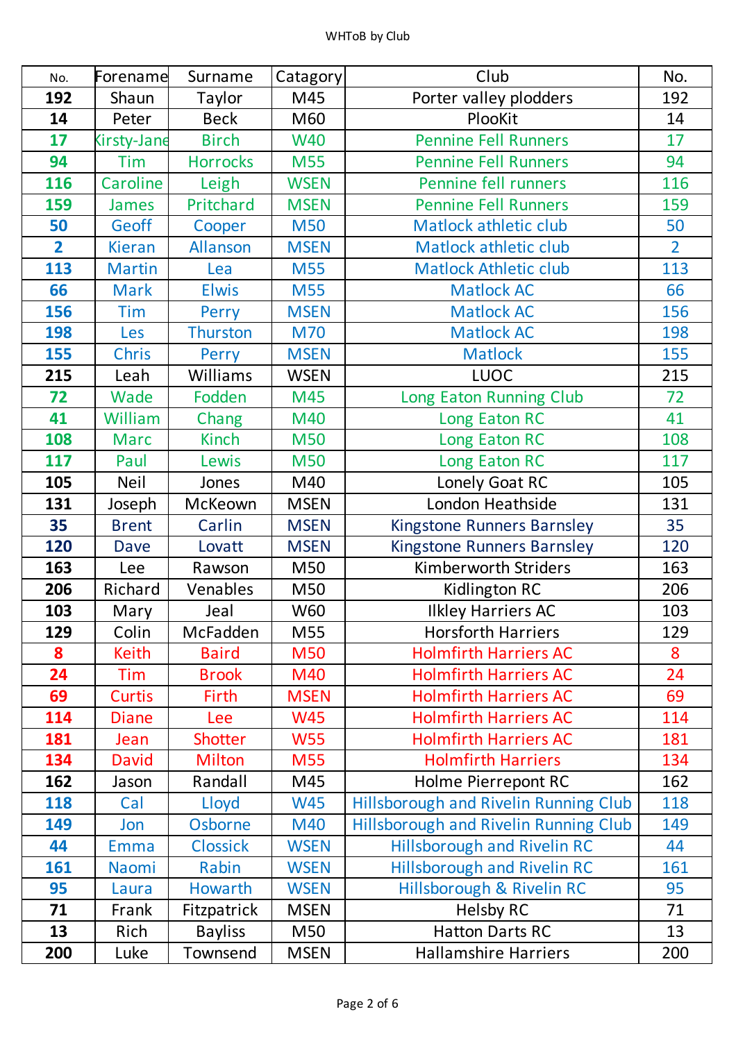| No. | Forename | Surname | Catagory | Club | No. |
|---|---|---|---|---|---|
| **192** | Shaun | Taylor | M45 | Porter valley plodders | 192 |
| **14** | Peter | Beck | M60 | PlooKit | 14 |
| **17** | Kirsty-Jane | Birch | W40 | Pennine Fell Runners | 17 |
| **94** | Tim | Horrocks | M55 | Pennine Fell Runners | 94 |
| **116** | Caroline | Leigh | WSEN | Pennine fell runners | 116 |
| **159** | James | Pritchard | MSEN | Pennine Fell Runners | 159 |
| **50** | Geoff | Cooper | M50 | Matlock athletic club | 50 |
| **2** | Kieran | Allanson | MSEN | Matlock athletic club | 2 |
| **113** | Martin | Lea | M55 | Matlock Athletic club | 113 |
| **66** | Mark | Elwis | M55 | Matlock AC | 66 |
| **156** | Tim | Perry | MSEN | Matlock AC | 156 |
| **198** | Les | Thurston | M70 | Matlock AC | 198 |
| **155** | Chris | Perry | MSEN | Matlock | 155 |
| **215** | Leah | Williams | WSEN | LUOC | 215 |
| **72** | Wade | Fodden | M45 | Long Eaton Running Club | 72 |
| **41** | William | Chang | M40 | Long Eaton RC | 41 |
| **108** | Marc | Kinch | M50 | Long Eaton RC | 108 |
| **117** | Paul | Lewis | M50 | Long Eaton RC | 117 |
| **105** | Neil | Jones | M40 | Lonely Goat RC | 105 |
| **131** | Joseph | McKeown | MSEN | London Heathside | 131 |
| **35** | Brent | Carlin | MSEN | Kingstone Runners Barnsley | 35 |
| **120** | Dave | Lovatt | MSEN | Kingstone Runners Barnsley | 120 |
| **163** | Lee | Rawson | M50 | Kimberworth Striders | 163 |
| **206** | Richard | Venables | M50 | Kidlington RC | 206 |
| **103** | Mary | Jeal | W60 | Ilkley Harriers AC | 103 |
| **129** | Colin | McFadden | M55 | Horsforth Harriers | 129 |
| **8** | Keith | Baird | M50 | Holmfirth Harriers AC | 8 |
| **24** | Tim | Brook | M40 | Holmfirth Harriers AC | 24 |
| **69** | Curtis | Firth | MSEN | Holmfirth Harriers AC | 69 |
| **114** | Diane | Lee | W45 | Holmfirth Harriers AC | 114 |
| **181** | Jean | Shotter | W55 | Holmfirth Harriers AC | 181 |
| **134** | David | Milton | M55 | Holmfirth Harriers | 134 |
| **162** | Jason | Randall | M45 | Holme Pierrepont RC | 162 |
| **118** | Cal | Lloyd | W45 | Hillsborough and Rivelin Running Club | 118 |
| **149** | Jon | Osborne | M40 | Hillsborough and Rivelin Running Club | 149 |
| **44** | Emma | Clossick | WSEN | Hillsborough and Rivelin RC | 44 |
| **161** | Naomi | Rabin | WSEN | Hillsborough and Rivelin RC | 161 |
| **95** | Laura | Howarth | WSEN | Hillsborough & Rivelin RC | 95 |
| **71** | Frank | Fitzpatrick | MSEN | Helsby RC | 71 |
| **13** | Rich | Bayliss | M50 | Hatton Darts RC | 13 |
| **200** | Luke | Townsend | MSEN | Hallamshire Harriers | 200 |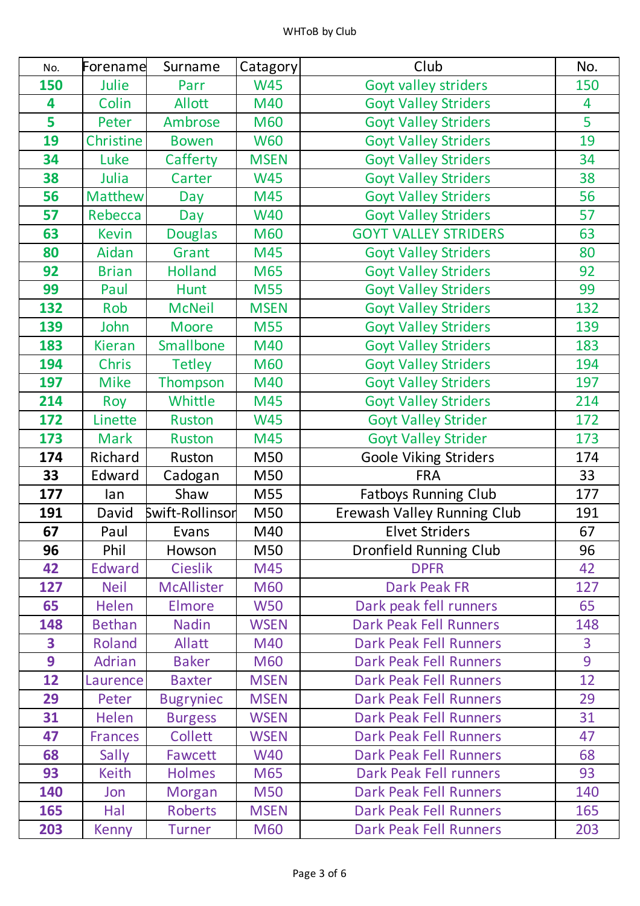WHToB by Club

| No. | Forename | Surname | Catagory | Club | No. |
|---|---|---|---|---|---|
| 150 | Julie | Parr | W45 | Goyt valley striders | 150 |
| 4 | Colin | Allott | M40 | Goyt Valley Striders | 4 |
| 5 | Peter | Ambrose | M60 | Goyt Valley Striders | 5 |
| 19 | Christine | Bowen | W60 | Goyt Valley Striders | 19 |
| 34 | Luke | Cafferty | MSEN | Goyt Valley Striders | 34 |
| 38 | Julia | Carter | W45 | Goyt Valley Striders | 38 |
| 56 | Matthew | Day | M45 | Goyt Valley Striders | 56 |
| 57 | Rebecca | Day | W40 | Goyt Valley Striders | 57 |
| 63 | Kevin | Douglas | M60 | GOYT VALLEY STRIDERS | 63 |
| 80 | Aidan | Grant | M45 | Goyt Valley Striders | 80 |
| 92 | Brian | Holland | M65 | Goyt Valley Striders | 92 |
| 99 | Paul | Hunt | M55 | Goyt Valley Striders | 99 |
| 132 | Rob | McNeil | MSEN | Goyt Valley Striders | 132 |
| 139 | John | Moore | M55 | Goyt Valley Striders | 139 |
| 183 | Kieran | Smallbone | M40 | Goyt Valley Striders | 183 |
| 194 | Chris | Tetley | M60 | Goyt Valley Striders | 194 |
| 197 | Mike | Thompson | M40 | Goyt Valley Striders | 197 |
| 214 | Roy | Whittle | M45 | Goyt Valley Striders | 214 |
| 172 | Linette | Ruston | W45 | Goyt Valley Strider | 172 |
| 173 | Mark | Ruston | M45 | Goyt Valley Strider | 173 |
| 174 | Richard | Ruston | M50 | Goole Viking Striders | 174 |
| 33 | Edward | Cadogan | M50 | FRA | 33 |
| 177 | Ian | Shaw | M55 | Fatboys Running Club | 177 |
| 191 | David | Swift-Rollinson | M50 | Erewash Valley Running Club | 191 |
| 67 | Paul | Evans | M40 | Elvet Striders | 67 |
| 96 | Phil | Howson | M50 | Dronfield Running Club | 96 |
| 42 | Edward | Cieslik | M45 | DPFR | 42 |
| 127 | Neil | McAllister | M60 | Dark Peak FR | 127 |
| 65 | Helen | Elmore | W50 | Dark peak fell runners | 65 |
| 148 | Bethan | Nadin | WSEN | Dark Peak Fell Runners | 148 |
| 3 | Roland | Allatt | M40 | Dark Peak Fell Runners | 3 |
| 9 | Adrian | Baker | M60 | Dark Peak Fell Runners | 9 |
| 12 | Laurence | Baxter | MSEN | Dark Peak Fell Runners | 12 |
| 29 | Peter | Bugryniec | MSEN | Dark Peak Fell Runners | 29 |
| 31 | Helen | Burgess | WSEN | Dark Peak Fell Runners | 31 |
| 47 | Frances | Collett | WSEN | Dark Peak Fell Runners | 47 |
| 68 | Sally | Fawcett | W40 | Dark Peak Fell Runners | 68 |
| 93 | Keith | Holmes | M65 | Dark Peak Fell runners | 93 |
| 140 | Jon | Morgan | M50 | Dark Peak Fell Runners | 140 |
| 165 | Hal | Roberts | MSEN | Dark Peak Fell Runners | 165 |
| 203 | Kenny | Turner | M60 | Dark Peak Fell Runners | 203 |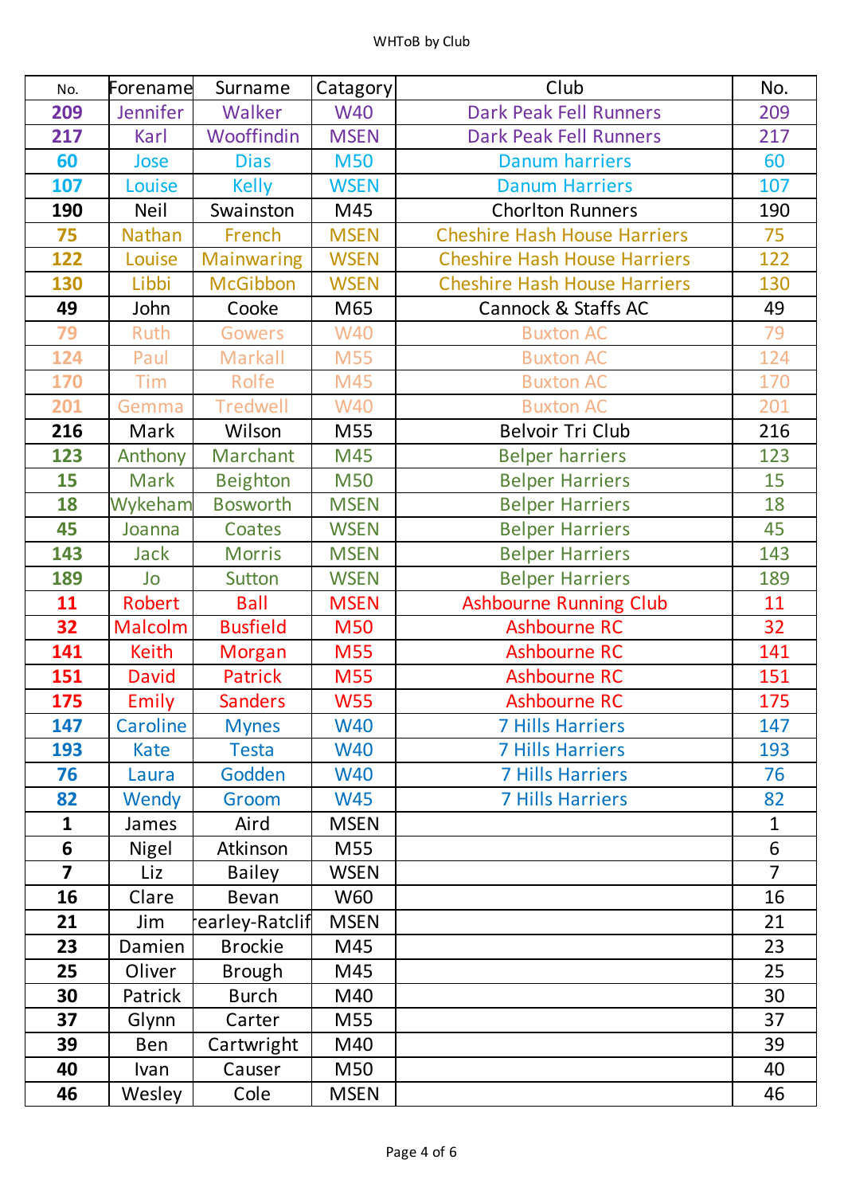WHToB by Club

| No. | Forename | Surname | Catagory | Club | No. |
|---|---|---|---|---|---|
| **209** | Jennifer | Walker | W40 | Dark Peak Fell Runners | 209 |
| **217** | Karl | Wooffindin | MSEN | Dark Peak Fell Runners | 217 |
| **60** | Jose | Dias | M50 | Danum harriers | 60 |
| **107** | Louise | Kelly | WSEN | Danum Harriers | 107 |
| **190** | Neil | Swainston | M45 | Chorlton Runners | 190 |
| **75** | Nathan | French | MSEN | Cheshire Hash House Harriers | 75 |
| **122** | Louise | Mainwaring | WSEN | Cheshire Hash House Harriers | 122 |
| **130** | Libbi | McGibbon | WSEN | Cheshire Hash House Harriers | 130 |
| **49** | John | Cooke | M65 | Cannock & Staffs AC | 49 |
| **79** | Ruth | Gowers | W40 | Buxton AC | 79 |
| **124** | Paul | Markall | M55 | Buxton AC | 124 |
| **170** | Tim | Rolfe | M45 | Buxton AC | 170 |
| **201** | Gemma | Tredwell | W40 | Buxton AC | 201 |
| **216** | Mark | Wilson | M55 | Belvoir Tri Club | 216 |
| **123** | Anthony | Marchant | M45 | Belper harriers | 123 |
| **15** | Mark | Beighton | M50 | Belper Harriers | 15 |
| **18** | Wykeham | Bosworth | MSEN | Belper Harriers | 18 |
| **45** | Joanna | Coates | WSEN | Belper Harriers | 45 |
| **143** | Jack | Morris | MSEN | Belper Harriers | 143 |
| **189** | Jo | Sutton | WSEN | Belper Harriers | 189 |
| **11** | Robert | Ball | MSEN | Ashbourne Running Club | 11 |
| **32** | Malcolm | Busfield | M50 | Ashbourne RC | 32 |
| **141** | Keith | Morgan | M55 | Ashbourne RC | 141 |
| **151** | David | Patrick | M55 | Ashbourne RC | 151 |
| **175** | Emily | Sanders | W55 | Ashbourne RC | 175 |
| **147** | Caroline | Mynes | W40 | 7 Hills Harriers | 147 |
| **193** | Kate | Testa | W40 | 7 Hills Harriers | 193 |
| **76** | Laura | Godden | W40 | 7 Hills Harriers | 76 |
| **82** | Wendy | Groom | W45 | 7 Hills Harriers | 82 |
| **1** | James | Aird | MSEN | | 1 |
| **6** | Nigel | Atkinson | M55 | | 6 |
| **7** | Liz | Bailey | WSEN | | 7 |
| **16** | Clare | Bevan | W60 | | 16 |
| **21** | Jim | earley-Ratclif | MSEN | | 21 |
| **23** | Damien | Brockie | M45 | | 23 |
| **25** | Oliver | Brough | M45 | | 25 |
| **30** | Patrick | Burch | M40 | | 30 |
| **37** | Glynn | Carter | M55 | | 37 |
| **39** | Ben | Cartwright | M40 | | 39 |
| **40** | Ivan | Causer | M50 | | 40 |
| **46** | Wesley | Cole | MSEN | | 46 |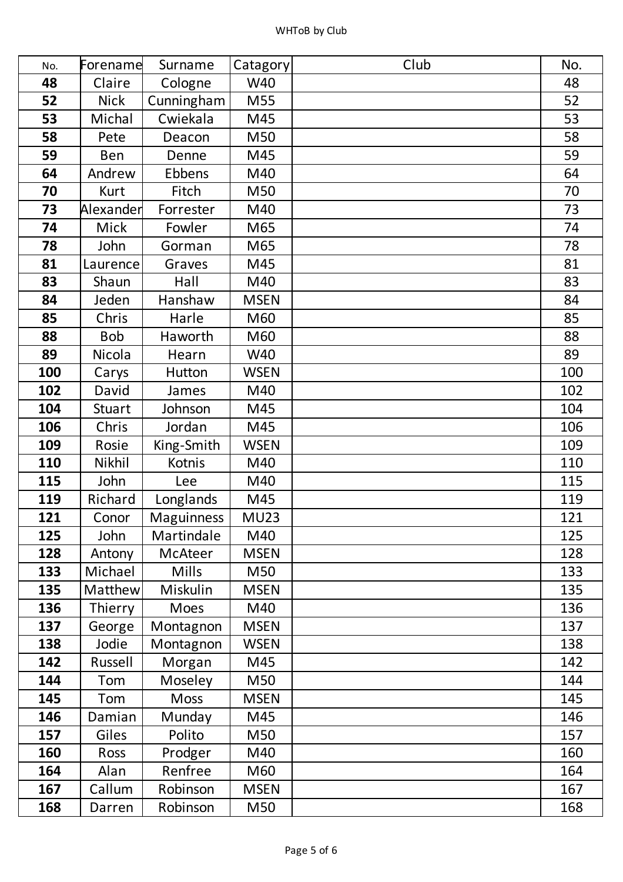| No. | Forename | Surname | Catagory | Club | No. |
|---|---|---|---|---|---|
| **48** | Claire | Cologne | W40 | | 48 |
| **52** | Nick | Cunningham | M55 | | 52 |
| **53** | Michal | Cwiekala | M45 | | 53 |
| **58** | Pete | Deacon | M50 | | 58 |
| **59** | Ben | Denne | M45 | | 59 |
| **64** | Andrew | Ebbens | M40 | | 64 |
| **70** | Kurt | Fitch | M50 | | 70 |
| **73** | Alexander | Forrester | M40 | | 73 |
| **74** | Mick | Fowler | M65 | | 74 |
| **78** | John | Gorman | M65 | | 78 |
| **81** | Laurence | Graves | M45 | | 81 |
| **83** | Shaun | Hall | M40 | | 83 |
| **84** | Jeden | Hanshaw | MSEN | | 84 |
| **85** | Chris | Harle | M60 | | 85 |
| **88** | Bob | Haworth | M60 | | 88 |
| **89** | Nicola | Hearn | W40 | | 89 |
| **100** | Carys | Hutton | WSEN | | 100 |
| **102** | David | James | M40 | | 102 |
| **104** | Stuart | Johnson | M45 | | 104 |
| **106** | Chris | Jordan | M45 | | 106 |
| **109** | Rosie | King-Smith | WSEN | | 109 |
| **110** | Nikhil | Kotnis | M40 | | 110 |
| **115** | John | Lee | M40 | | 115 |
| **119** | Richard | Longlands | M45 | | 119 |
| **121** | Conor | Maguinness | MU23 | | 121 |
| **125** | John | Martindale | M40 | | 125 |
| **128** | Antony | McAteer | MSEN | | 128 |
| **133** | Michael | Mills | M50 | | 133 |
| **135** | Matthew | Miskulin | MSEN | | 135 |
| **136** | Thierry | Moes | M40 | | 136 |
| **137** | George | Montagnon | MSEN | | 137 |
| **138** | Jodie | Montagnon | WSEN | | 138 |
| **142** | Russell | Morgan | M45 | | 142 |
| **144** | Tom | Moseley | M50 | | 144 |
| **145** | Tom | Moss | MSEN | | 145 |
| **146** | Damian | Munday | M45 | | 146 |
| **157** | Giles | Polito | M50 | | 157 |
| **160** | Ross | Prodger | M40 | | 160 |
| **164** | Alan | Renfree | M60 | | 164 |
| **167** | Callum | Robinson | MSEN | | 167 |
| **168** | Darren | Robinson | M50 | | 168 |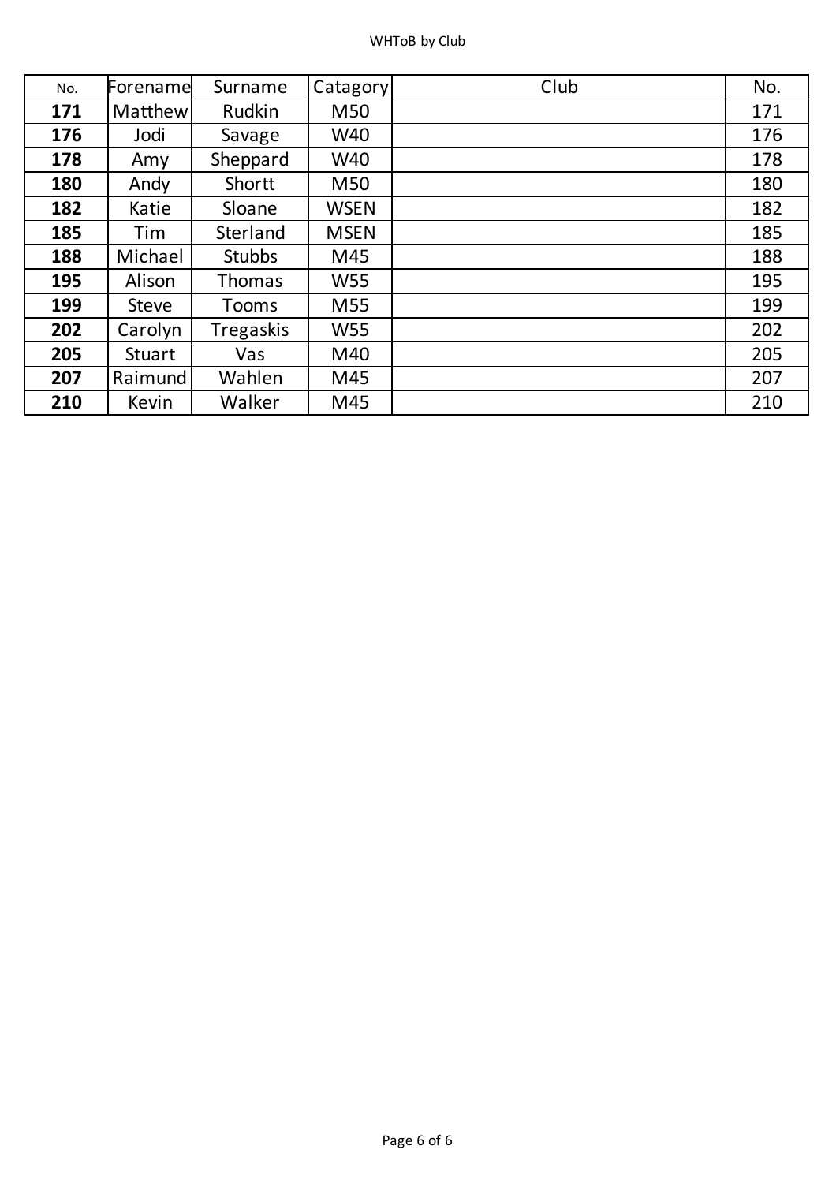| No. | Forename | Surname | Catagory | Club | No. |
|---|---|---|---|---|---|
| **171** | Matthew | Rudkin | M50 | | 171 |
| **176** | Jodi | Savage | W40 | | 176 |
| **178** | Amy | Sheppard | W40 | | 178 |
| **180** | Andy | Shortt | M50 | | 180 |
| **182** | Katie | Sloane | WSEN | | 182 |
| **185** | Tim | Sterland | MSEN | | 185 |
| **188** | Michael | Stubbs | M45 | | 188 |
| **195** | Alison | Thomas | W55 | | 195 |
| **199** | Steve | Tooms | M55 | | 199 |
| **202** | Carolyn | Tregaskis | W55 | | 202 |
| **205** | Stuart | Vas | M40 | | 205 |
| **207** | Raimund | Wahlen | M45 | | 207 |
| **210** | Kevin | Walker | M45 | | 210 |